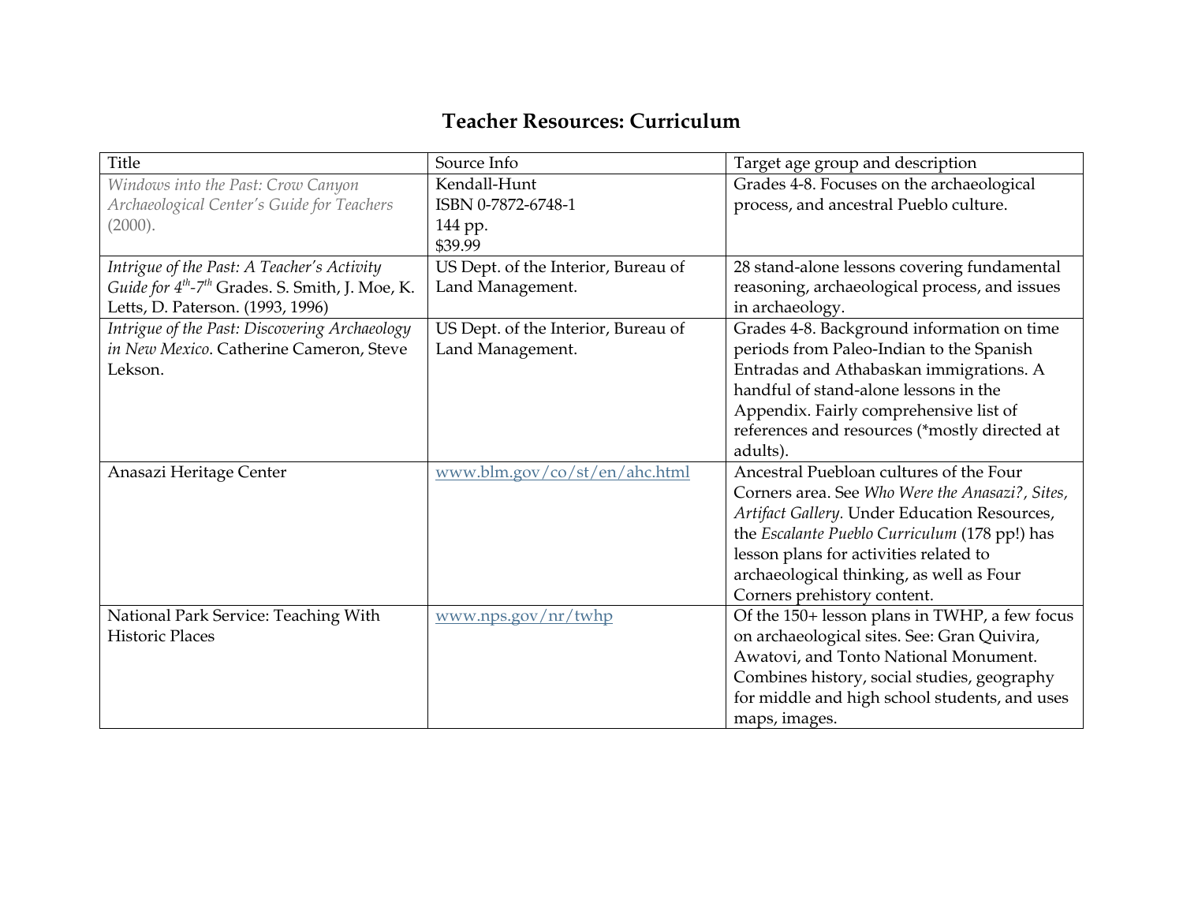# Teacher Resources: Curriculum

| Title | Source Info | Target age group and description |
|---|---|---|
| *Windows into the Past: Crow Canyon Archaeological Center's Guide for Teachers* (2000). | Kendall-Hunt<br>ISBN 0-7872-6748-1<br>144 pp.<br>$39.99 | Grades 4-8. Focuses on the archaeological process, and ancestral Pueblo culture. |
| *Intrigue of the Past: A Teacher's Activity Guide for 4th-7th* Grades. S. Smith, J. Moe, K. Letts, D. Paterson. (1993, 1996) | US Dept. of the Interior, Bureau of Land Management. | 28 stand-alone lessons covering fundamental reasoning, archaeological process, and issues in archaeology. |
| *Intrigue of the Past: Discovering Archaeology in New Mexico*. Catherine Cameron, Steve Lekson. | US Dept. of the Interior, Bureau of Land Management. | Grades 4-8. Background information on time periods from Paleo-Indian to the Spanish Entradas and Athabaskan immigrations. A handful of stand-alone lessons in the Appendix. Fairly comprehensive list of references and resources (*mostly directed at adults). |
| Anasazi Heritage Center | www.blm.gov/co/st/en/ahc.html | Ancestral Puebloan cultures of the Four Corners area. See *Who Were the Anasazi?, Sites, Artifact Gallery.* Under Education Resources, the *Escalante Pueblo Curriculum* (178 pp!) has lesson plans for activities related to archaeological thinking, as well as Four Corners prehistory content. |
| National Park Service: Teaching With Historic Places | www.nps.gov/nr/twhp | Of the 150+ lesson plans in TWHP, a few focus on archaeological sites. See: Gran Quivira, Awatovi, and Tonto National Monument. Combines history, social studies, geography for middle and high school students, and uses maps, images. |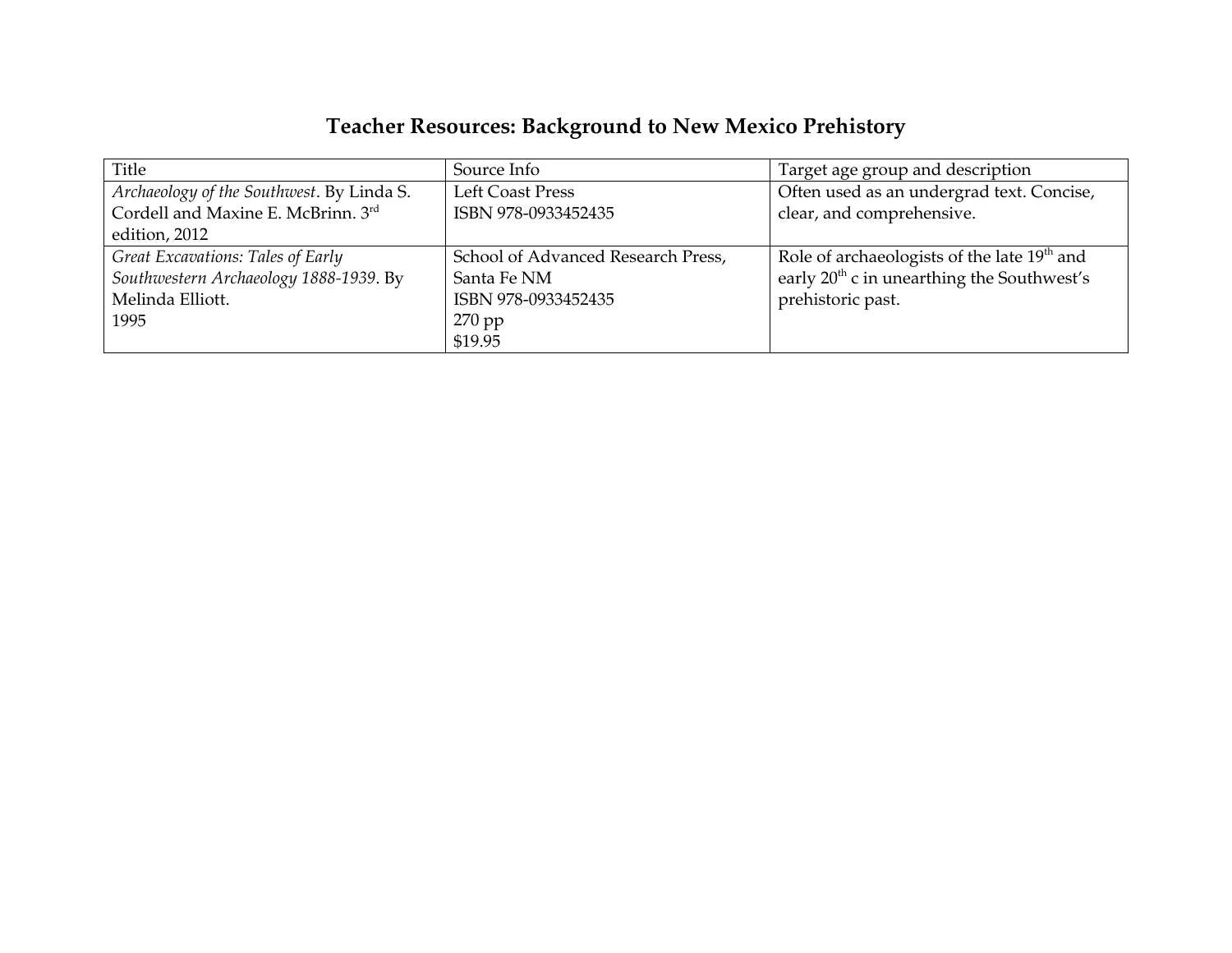# Teacher Resources: Background to New Mexico Prehistory

| Title | Source Info | Target age group and description |
| --- | --- | --- |
| *Archaeology of the Southwest*. By Linda S. Cordell and Maxine E. McBrinn. 3rd edition, 2012 | Left Coast Press<br>ISBN 978-0933452435 | Often used as an undergrad text. Concise, clear, and comprehensive. |
| *Great Excavations: Tales of Early Southwestern Archaeology 1888-1939*. By Melinda Elliott.<br>1995 | School of Advanced Research Press, Santa Fe NM<br>ISBN 978-0933452435<br>270 pp<br>$19.95 | Role of archaeologists of the late 19th and early 20th c in unearthing the Southwest's prehistoric past. |